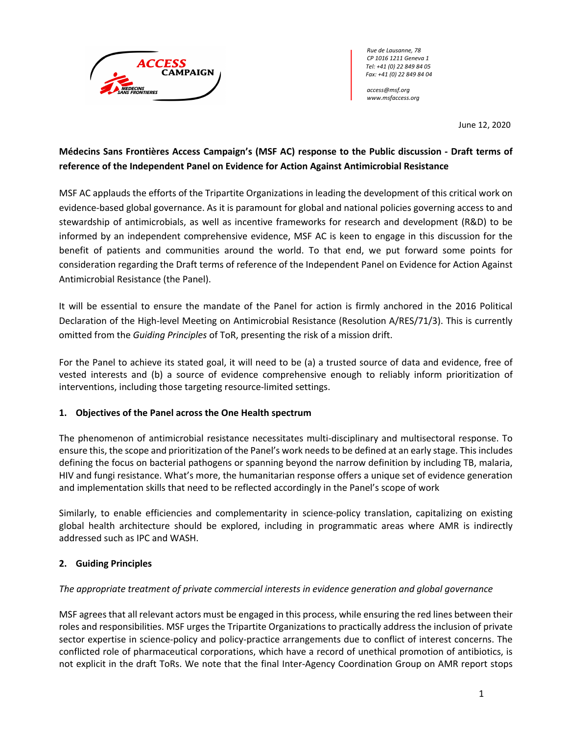Rue de Lausanne, 78
CP 1016 1211 Geneva 1
Tel: +41 (0) 22 849 84 05
Fax: +41 (0) 22 849 84 04

access@msf.org
www.msfaccess.org

June 12, 2020

**Médecins Sans Frontières Access Campaign's (MSF AC) response to the Public discussion - Draft terms of reference of the Independent Panel on Evidence for Action Against Antimicrobial Resistance**

MSF AC applauds the efforts of the Tripartite Organizations in leading the development of this critical work on evidence-based global governance. As it is paramount for global and national policies governing access to and stewardship of antimicrobials, as well as incentive frameworks for research and development (R&D) to be informed by an independent comprehensive evidence, MSF AC is keen to engage in this discussion for the benefit of patients and communities around the world. To that end, we put forward some points for consideration regarding the Draft terms of reference of the Independent Panel on Evidence for Action Against Antimicrobial Resistance (the Panel).

It will be essential to ensure the mandate of the Panel for action is firmly anchored in the 2016 Political Declaration of the High-level Meeting on Antimicrobial Resistance (Resolution A/RES/71/3). This is currently omitted from the *Guiding Principles* of ToR, presenting the risk of a mission drift.

For the Panel to achieve its stated goal, it will need to be (a) a trusted source of data and evidence, free of vested interests and (b) a source of evidence comprehensive enough to reliably inform prioritization of interventions, including those targeting resource-limited settings.

## 1. Objectives of the Panel across the One Health spectrum

The phenomenon of antimicrobial resistance necessitates multi-disciplinary and multisectoral response. To ensure this, the scope and prioritization of the Panel's work needs to be defined at an early stage. This includes defining the focus on bacterial pathogens or spanning beyond the narrow definition by including TB, malaria, HIV and fungi resistance. What's more, the humanitarian response offers a unique set of evidence generation and implementation skills that need to be reflected accordingly in the Panel's scope of work

Similarly, to enable efficiencies and complementarity in science-policy translation, capitalizing on existing global health architecture should be explored, including in programmatic areas where AMR is indirectly addressed such as IPC and WASH.

## 2. Guiding Principles

*The appropriate treatment of private commercial interests in evidence generation and global governance*

MSF agrees that all relevant actors must be engaged in this process, while ensuring the red lines between their roles and responsibilities. MSF urges the Tripartite Organizations to practically address the inclusion of private sector expertise in science-policy and policy-practice arrangements due to conflict of interest concerns. The conflicted role of pharmaceutical corporations, which have a record of unethical promotion of antibiotics, is not explicit in the draft ToRs. We note that the final Inter-Agency Coordination Group on AMR report stops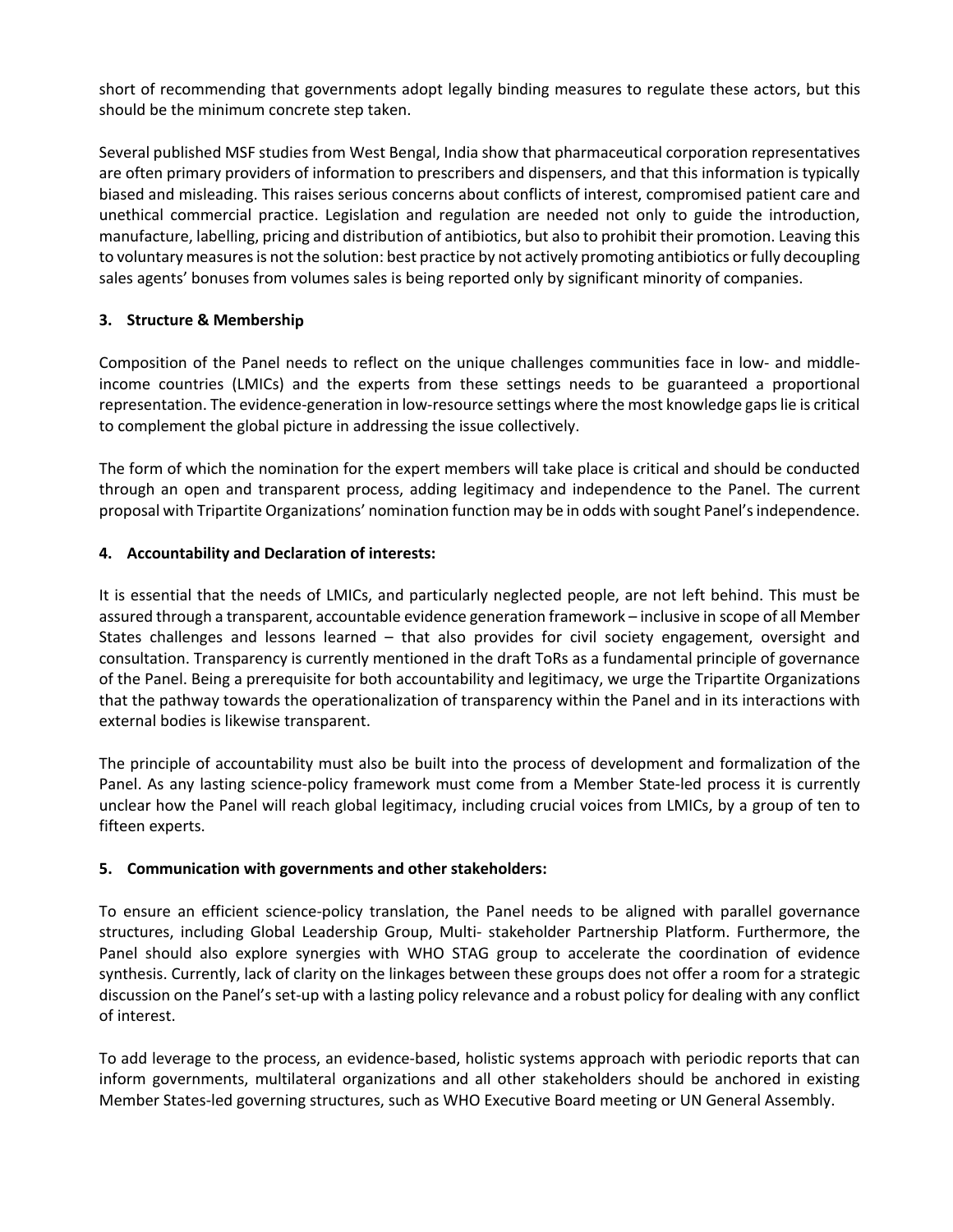short of recommending that governments adopt legally binding measures to regulate these actors, but this should be the minimum concrete step taken.

Several published MSF studies from West Bengal, India show that pharmaceutical corporation representatives are often primary providers of information to prescribers and dispensers, and that this information is typically biased and misleading. This raises serious concerns about conflicts of interest, compromised patient care and unethical commercial practice. Legislation and regulation are needed not only to guide the introduction, manufacture, labelling, pricing and distribution of antibiotics, but also to prohibit their promotion. Leaving this to voluntary measures is not the solution: best practice by not actively promoting antibiotics or fully decoupling sales agents' bonuses from volumes sales is being reported only by significant minority of companies.

### 3. Structure & Membership

Composition of the Panel needs to reflect on the unique challenges communities face in low- and middle-income countries (LMICs) and the experts from these settings needs to be guaranteed a proportional representation. The evidence-generation in low-resource settings where the most knowledge gaps lie is critical to complement the global picture in addressing the issue collectively.

The form of which the nomination for the expert members will take place is critical and should be conducted through an open and transparent process, adding legitimacy and independence to the Panel. The current proposal with Tripartite Organizations' nomination function may be in odds with sought Panel's independence.

### 4. Accountability and Declaration of interests:

It is essential that the needs of LMICs, and particularly neglected people, are not left behind. This must be assured through a transparent, accountable evidence generation framework – inclusive in scope of all Member States challenges and lessons learned – that also provides for civil society engagement, oversight and consultation. Transparency is currently mentioned in the draft ToRs as a fundamental principle of governance of the Panel. Being a prerequisite for both accountability and legitimacy, we urge the Tripartite Organizations that the pathway towards the operationalization of transparency within the Panel and in its interactions with external bodies is likewise transparent.

The principle of accountability must also be built into the process of development and formalization of the Panel. As any lasting science-policy framework must come from a Member State-led process it is currently unclear how the Panel will reach global legitimacy, including crucial voices from LMICs, by a group of ten to fifteen experts.

### 5. Communication with governments and other stakeholders:

To ensure an efficient science-policy translation, the Panel needs to be aligned with parallel governance structures, including Global Leadership Group, Multi- stakeholder Partnership Platform. Furthermore, the Panel should also explore synergies with WHO STAG group to accelerate the coordination of evidence synthesis. Currently, lack of clarity on the linkages between these groups does not offer a room for a strategic discussion on the Panel's set-up with a lasting policy relevance and a robust policy for dealing with any conflict of interest.

To add leverage to the process, an evidence-based, holistic systems approach with periodic reports that can inform governments, multilateral organizations and all other stakeholders should be anchored in existing Member States-led governing structures, such as WHO Executive Board meeting or UN General Assembly.